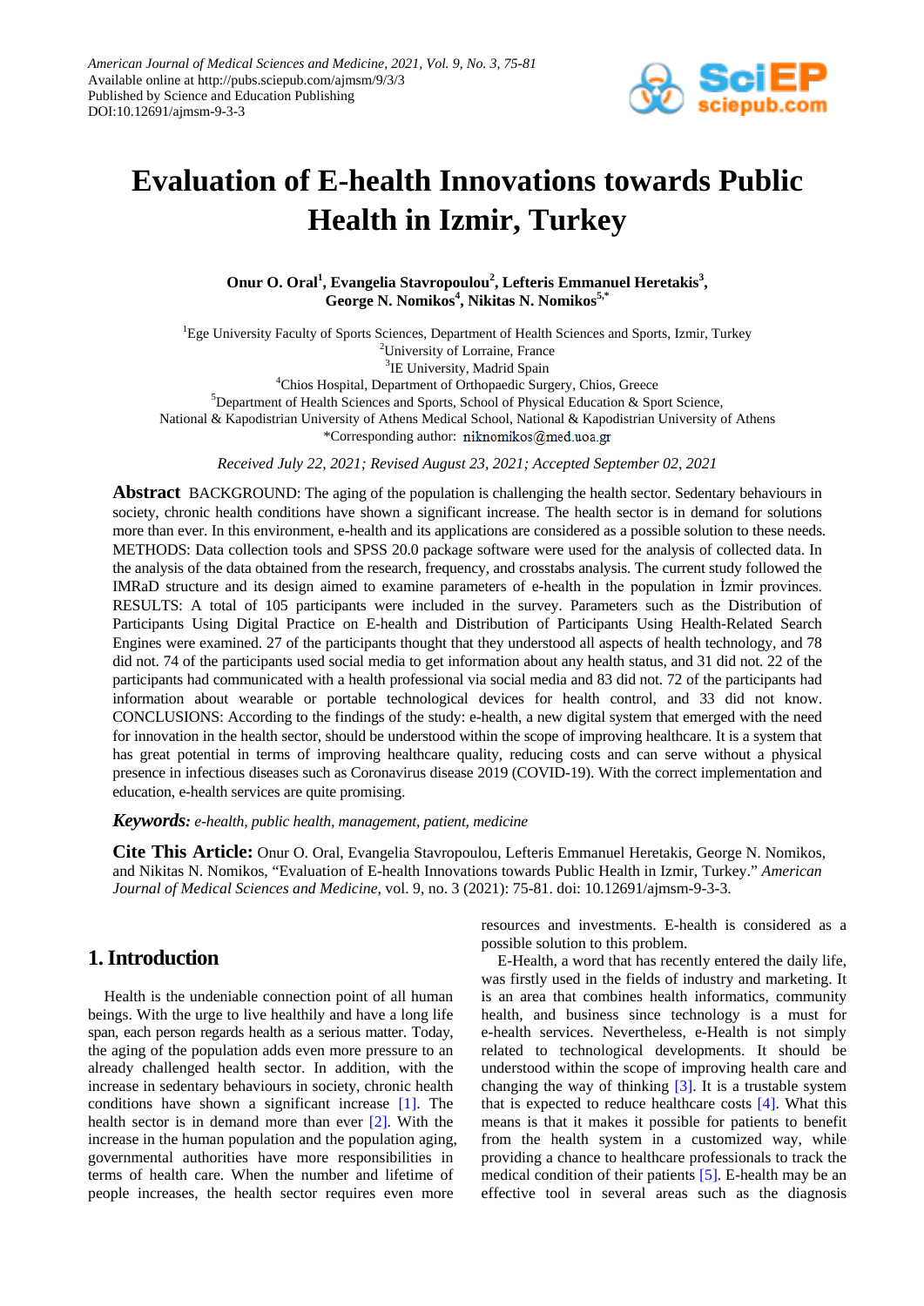# Evaluation of E-health Innovations towards Public Health in Izmir, Turkey

**Onur O. Oral[1], Evangelia Stavropoulou[2], Lefteris Emmanuel Heretakis[3], George N. Nomikos[4], Nikitas N. Nomikos[5,*]**

[1]Ege University Faculty of Sports Sciences, Department of Health Sciences and Sports, Izmir, Turkey
[2]University of Lorraine, France
[3]IE University, Madrid Spain
[4]Chios Hospital, Department of Orthopaedic Surgery, Chios, Greece
[5]Department of Health Sciences and Sports, School of Physical Education & Sport Science, National & Kapodistrian University of Athens Medical School, National & Kapodistrian University of Athens
*Corresponding author: niknomikos@med.uoa.gr

*Received July 22, 2021; Revised August 23, 2021; Accepted September 02, 2021*

**Abstract** BACKGROUND: The aging of the population is challenging the health sector. Sedentary behaviours in society, chronic health conditions have shown a significant increase. The health sector is in demand for solutions more than ever. In this environment, e-health and its applications are considered as a possible solution to these needs. METHODS: Data collection tools and SPSS 20.0 package software were used for the analysis of collected data. In the analysis of the data obtained from the research, frequency, and crosstabs analysis. The current study followed the IMRaD structure and its design aimed to examine parameters of e-health in the population in İzmir provinces. RESULTS: A total of 105 participants were included in the survey. Parameters such as the Distribution of Participants Using Digital Practice on E-health and Distribution of Participants Using Health-Related Search Engines were examined. 27 of the participants thought that they understood all aspects of health technology, and 78 did not. 74 of the participants used social media to get information about any health status, and 31 did not. 22 of the participants had communicated with a health professional via social media and 83 did not. 72 of the participants had information about wearable or portable technological devices for health control, and 33 did not know. CONCLUSIONS: According to the findings of the study: e-health, a new digital system that emerged with the need for innovation in the health sector, should be understood within the scope of improving healthcare. It is a system that has great potential in terms of improving healthcare quality, reducing costs and can serve without a physical presence in infectious diseases such as Coronavirus disease 2019 (COVID-19). With the correct implementation and education, e-health services are quite promising.

***Keywords:*** *e-health, public health, management, patient, medicine*

**Cite This Article:** Onur O. Oral, Evangelia Stavropoulou, Lefteris Emmanuel Heretakis, George N. Nomikos, and Nikitas N. Nomikos, "Evaluation of E-health Innovations towards Public Health in Izmir, Turkey." *American Journal of Medical Sciences and Medicine*, vol. 9, no. 3 (2021): 75-81. doi: 10.12691/ajmsm-9-3-3.

## 1. Introduction

Health is the undeniable connection point of all human beings. With the urge to live healthily and have a long life span, each person regards health as a serious matter. Today, the aging of the population adds even more pressure to an already challenged health sector. In addition, with the increase in sedentary behaviours in society, chronic health conditions have shown a significant increase [1]. The health sector is in demand more than ever [2]. With the increase in the human population and the population aging, governmental authorities have more responsibilities in terms of health care. When the number and lifetime of people increases, the health sector requires even more resources and investments. E-health is considered as a possible solution to this problem.

E-Health, a word that has recently entered the daily life, was firstly used in the fields of industry and marketing. It is an area that combines health informatics, community health, and business since technology is a must for e-health services. Nevertheless, e-Health is not simply related to technological developments. It should be understood within the scope of improving health care and changing the way of thinking [3]. It is a trustable system that is expected to reduce healthcare costs [4]. What this means is that it makes it possible for patients to benefit from the health system in a customized way, while providing a chance to healthcare professionals to track the medical condition of their patients [5]. E-health may be an effective tool in several areas such as the diagnosis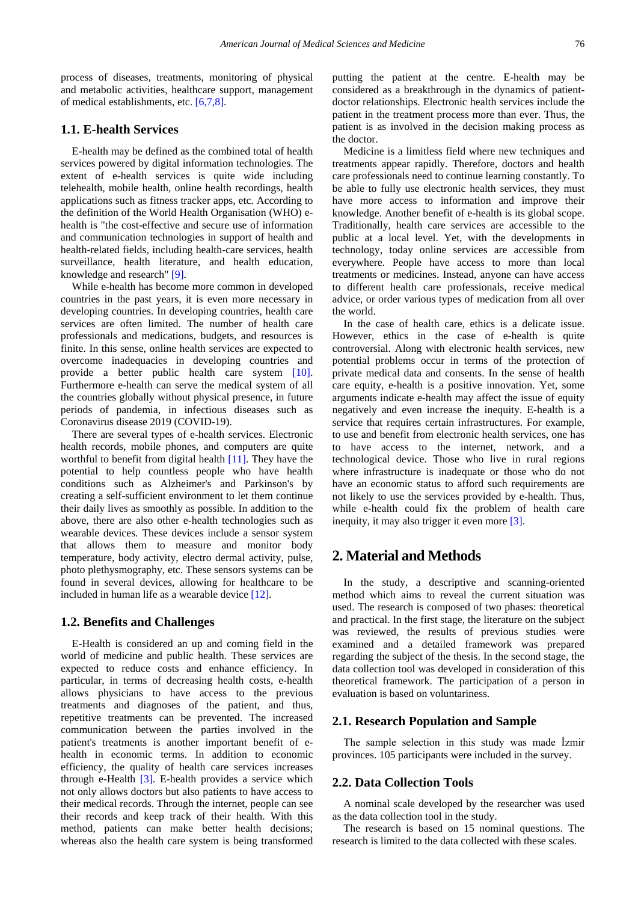process of diseases, treatments, monitoring of physical and metabolic activities, healthcare support, management of medical establishments, etc. [6,7,8].

### 1.1. E-health Services

E-health may be defined as the combined total of health services powered by digital information technologies. The extent of e-health services is quite wide including telehealth, mobile health, online health recordings, health applications such as fitness tracker apps, etc. According to the definition of the World Health Organisation (WHO) e-health is "the cost-effective and secure use of information and communication technologies in support of health and health-related fields, including health-care services, health surveillance, health literature, and health education, knowledge and research" [9].

While e-health has become more common in developed countries in the past years, it is even more necessary in developing countries. In developing countries, health care services are often limited. The number of health care professionals and medications, budgets, and resources is finite. In this sense, online health services are expected to overcome inadequacies in developing countries and provide a better public health care system [10]. Furthermore e-health can serve the medical system of all the countries globally without physical presence, in future periods of pandemia, in infectious diseases such as Coronavirus disease 2019 (COVID-19).

There are several types of e-health services. Electronic health records, mobile phones, and computers are quite worthful to benefit from digital health [11]. They have the potential to help countless people who have health conditions such as Alzheimer's and Parkinson's by creating a self-sufficient environment to let them continue their daily lives as smoothly as possible. In addition to the above, there are also other e-health technologies such as wearable devices. These devices include a sensor system that allows them to measure and monitor body temperature, body activity, electro dermal activity, pulse, photo plethysmography, etc. These sensors systems can be found in several devices, allowing for healthcare to be included in human life as a wearable device [12].

### 1.2. Benefits and Challenges

E-Health is considered an up and coming field in the world of medicine and public health. These services are expected to reduce costs and enhance efficiency. In particular, in terms of decreasing health costs, e-health allows physicians to have access to the previous treatments and diagnoses of the patient, and thus, repetitive treatments can be prevented. The increased communication between the parties involved in the patient's treatments is another important benefit of e-health in economic terms. In addition to economic efficiency, the quality of health care services increases through e-Health [3]. E-health provides a service which not only allows doctors but also patients to have access to their medical records. Through the internet, people can see their records and keep track of their health. With this method, patients can make better health decisions; whereas also the health care system is being transformed putting the patient at the centre. E-health may be considered as a breakthrough in the dynamics of patient-doctor relationships. Electronic health services include the patient in the treatment process more than ever. Thus, the patient is as involved in the decision making process as the doctor.

Medicine is a limitless field where new techniques and treatments appear rapidly. Therefore, doctors and health care professionals need to continue learning constantly. To be able to fully use electronic health services, they must have more access to information and improve their knowledge. Another benefit of e-health is its global scope. Traditionally, health care services are accessible to the public at a local level. Yet, with the developments in technology, today online services are accessible from everywhere. People have access to more than local treatments or medicines. Instead, anyone can have access to different health care professionals, receive medical advice, or order various types of medication from all over the world.

In the case of health care, ethics is a delicate issue. However, ethics in the case of e-health is quite controversial. Along with electronic health services, new potential problems occur in terms of the protection of private medical data and consents. In the sense of health care equity, e-health is a positive innovation. Yet, some arguments indicate e-health may affect the issue of equity negatively and even increase the inequity. E-health is a service that requires certain infrastructures. For example, to use and benefit from electronic health services, one has to have access to the internet, network, and a technological device. Those who live in rural regions where infrastructure is inadequate or those who do not have an economic status to afford such requirements are not likely to use the services provided by e-health. Thus, while e-health could fix the problem of health care inequity, it may also trigger it even more [3].

## 2. Material and Methods

In the study, a descriptive and scanning-oriented method which aims to reveal the current situation was used. The research is composed of two phases: theoretical and practical. In the first stage, the literature on the subject was reviewed, the results of previous studies were examined and a detailed framework was prepared regarding the subject of the thesis. In the second stage, the data collection tool was developed in consideration of this theoretical framework. The participation of a person in evaluation is based on voluntariness.

### 2.1. Research Population and Sample

The sample selection in this study was made İzmir provinces. 105 participants were included in the survey.

### 2.2. Data Collection Tools

A nominal scale developed by the researcher was used as the data collection tool in the study.

The research is based on 15 nominal questions. The research is limited to the data collected with these scales.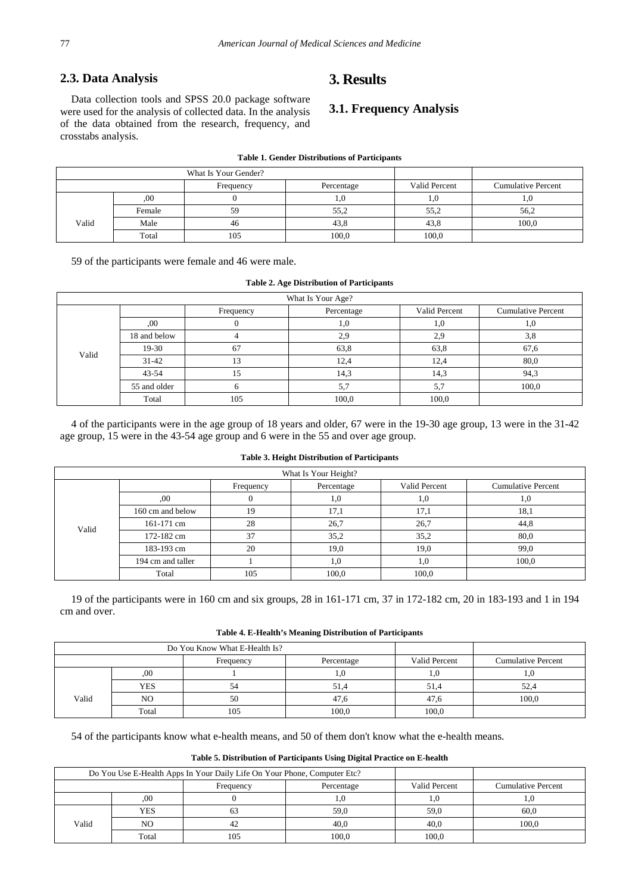## 2.3. Data Analysis

Data collection tools and SPSS 20.0 package software were used for the analysis of collected data. In the analysis of the data obtained from the research, frequency, and crosstabs analysis.

# 3. Results

## 3.1. Frequency Analysis

**Table 1. Gender Distributions of Participants**

| What Is Your Gender? | | | | | |
|---|---|---|---|---|---|
| | | Frequency | Percentage | Valid Percent | Cumulative Percent |
| Valid | ,00 | 0 | 1,0 | 1,0 | 1,0 |
| | Female | 59 | 55,2 | 55,2 | 56,2 |
| | Male | 46 | 43,8 | 43,8 | 100,0 |
| | Total | 105 | 100,0 | 100,0 | |

59 of the participants were female and 46 were male.

**Table 2. Age Distribution of Participants**

| What Is Your Age? | | | | | |
|---|---|---|---|---|---|
| | | Frequency | Percentage | Valid Percent | Cumulative Percent |
| Valid | ,00 | 0 | 1,0 | 1,0 | 1,0 |
| | 18 and below | 4 | 2,9 | 2,9 | 3,8 |
| | 19-30 | 67 | 63,8 | 63,8 | 67,6 |
| | 31-42 | 13 | 12,4 | 12,4 | 80,0 |
| | 43-54 | 15 | 14,3 | 14,3 | 94,3 |
| | 55 and older | 6 | 5,7 | 5,7 | 100,0 |
| | Total | 105 | 100,0 | 100,0 | |

4 of the participants were in the age group of 18 years and older, 67 were in the 19-30 age group, 13 were in the 31-42 age group, 15 were in the 43-54 age group and 6 were in the 55 and over age group.

**Table 3. Height Distribution of Participants**

| What Is Your Height? | | | | | |
|---|---|---|---|---|---|
| | | Frequency | Percentage | Valid Percent | Cumulative Percent |
| Valid | ,00 | 0 | 1,0 | 1,0 | 1,0 |
| | 160 cm and below | 19 | 17,1 | 17,1 | 18,1 |
| | 161-171 cm | 28 | 26,7 | 26,7 | 44,8 |
| | 172-182 cm | 37 | 35,2 | 35,2 | 80,0 |
| | 183-193 cm | 20 | 19,0 | 19,0 | 99,0 |
| | 194 cm and taller | 1 | 1,0 | 1,0 | 100,0 |
| | Total | 105 | 100,0 | 100,0 | |

19 of the participants were in 160 cm and six groups, 28 in 161-171 cm, 37 in 172-182 cm, 20 in 183-193 and 1 in 194 cm and over.

**Table 4. E-Health's Meaning Distribution of Participants**

| Do You Know What E-Health Is? | | | | | |
|---|---|---|---|---|---|
| | | Frequency | Percentage | Valid Percent | Cumulative Percent |
| Valid | ,00 | 1 | 1,0 | 1,0 | 1,0 |
| | YES | 54 | 51,4 | 51,4 | 52,4 |
| | NO | 50 | 47,6 | 47,6 | 100,0 |
| | Total | 105 | 100,0 | 100,0 | |

54 of the participants know what e-health means, and 50 of them don't know what the e-health means.

**Table 5. Distribution of Participants Using Digital Practice on E-health**

| Do You Use E-Health Apps In Your Daily Life On Your Phone, Computer Etc? | | | | | |
|---|---|---|---|---|---|
| | | Frequency | Percentage | Valid Percent | Cumulative Percent |
| | ,00 | 0 | 1,0 | 1,0 | 1,0 |
| Valid | YES | 63 | 59,0 | 59,0 | 60,0 |
| | NO | 42 | 40,0 | 40,0 | 100,0 |
| | Total | 105 | 100,0 | 100,0 | |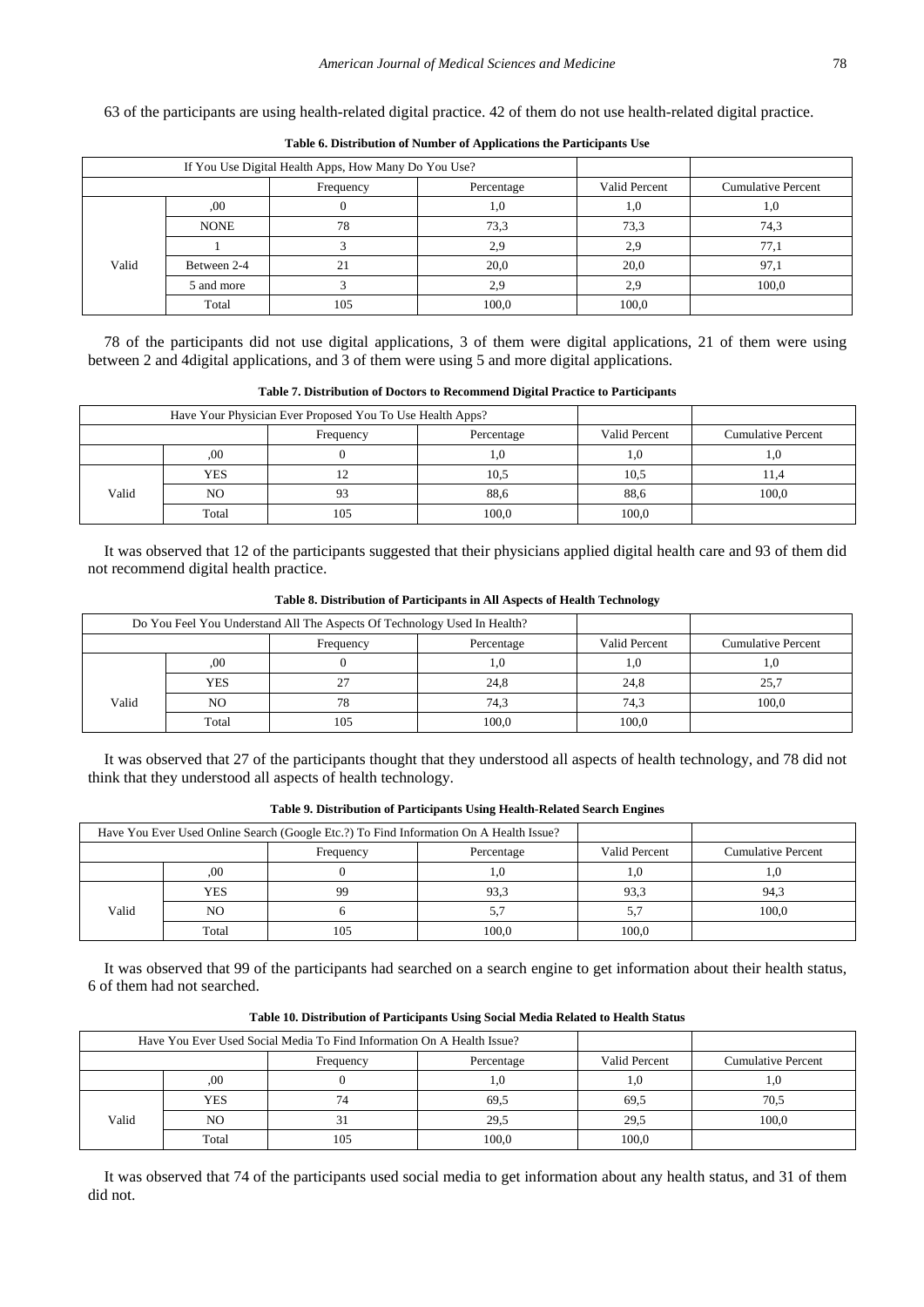63 of the participants are using health-related digital practice. 42 of them do not use health-related digital practice.

**Table 6. Distribution of Number of Applications the Participants Use**

| If You Use Digital Health Apps, How Many Do You Use? | | | | | |
|---|---|---|---|---|---|
| | | Frequency | Percentage | Valid Percent | Cumulative Percent |
| Valid | ,00 | 0 | 1,0 | 1,0 | 1,0 |
| | NONE | 78 | 73,3 | 73,3 | 74,3 |
| | 1 | 3 | 2,9 | 2,9 | 77,1 |
| | Between 2-4 | 21 | 20,0 | 20,0 | 97,1 |
| | 5 and more | 3 | 2,9 | 2,9 | 100,0 |
| | Total | 105 | 100,0 | 100,0 | |

78 of the participants did not use digital applications, 3 of them were digital applications, 21 of them were using between 2 and 4digital applications, and 3 of them were using 5 and more digital applications.

**Table 7. Distribution of Doctors to Recommend Digital Practice to Participants**

| Have Your Physician Ever Proposed You To Use Health Apps? | | | | | |
|---|---|---|---|---|---|
| | | Frequency | Percentage | Valid Percent | Cumulative Percent |
| | ,00 | 0 | 1,0 | 1,0 | 1,0 |
| Valid | YES | 12 | 10,5 | 10,5 | 11,4 |
| | NO | 93 | 88,6 | 88,6 | 100,0 |
| | Total | 105 | 100,0 | 100,0 | |

It was observed that 12 of the participants suggested that their physicians applied digital health care and 93 of them did not recommend digital health practice.

**Table 8. Distribution of Participants in All Aspects of Health Technology**

| Do You Feel You Understand All The Aspects Of Technology Used In Health? | | | | | |
|---|---|---|---|---|---|
| | | Frequency | Percentage | Valid Percent | Cumulative Percent |
| | ,00 | 0 | 1,0 | 1,0 | 1,0 |
| Valid | YES | 27 | 24,8 | 24,8 | 25,7 |
| | NO | 78 | 74,3 | 74,3 | 100,0 |
| | Total | 105 | 100,0 | 100,0 | |

It was observed that 27 of the participants thought that they understood all aspects of health technology, and 78 did not think that they understood all aspects of health technology.

**Table 9. Distribution of Participants Using Health-Related Search Engines**

| Have You Ever Used Online Search (Google Etc.?) To Find Information On A Health Issue? | | | | | |
|---|---|---|---|---|---|
| | | Frequency | Percentage | Valid Percent | Cumulative Percent |
| | ,00 | 0 | 1,0 | 1,0 | 1,0 |
| Valid | YES | 99 | 93,3 | 93,3 | 94,3 |
| | NO | 6 | 5,7 | 5,7 | 100,0 |
| | Total | 105 | 100,0 | 100,0 | |

It was observed that 99 of the participants had searched on a search engine to get information about their health status, 6 of them had not searched.

**Table 10. Distribution of Participants Using Social Media Related to Health Status**

| Have You Ever Used Social Media To Find Information On A Health Issue? | | | | | |
|---|---|---|---|---|---|
| | | Frequency | Percentage | Valid Percent | Cumulative Percent |
| | ,00 | 0 | 1,0 | 1,0 | 1,0 |
| Valid | YES | 74 | 69,5 | 69,5 | 70,5 |
| | NO | 31 | 29,5 | 29,5 | 100,0 |
| | Total | 105 | 100,0 | 100,0 | |

It was observed that 74 of the participants used social media to get information about any health status, and 31 of them did not.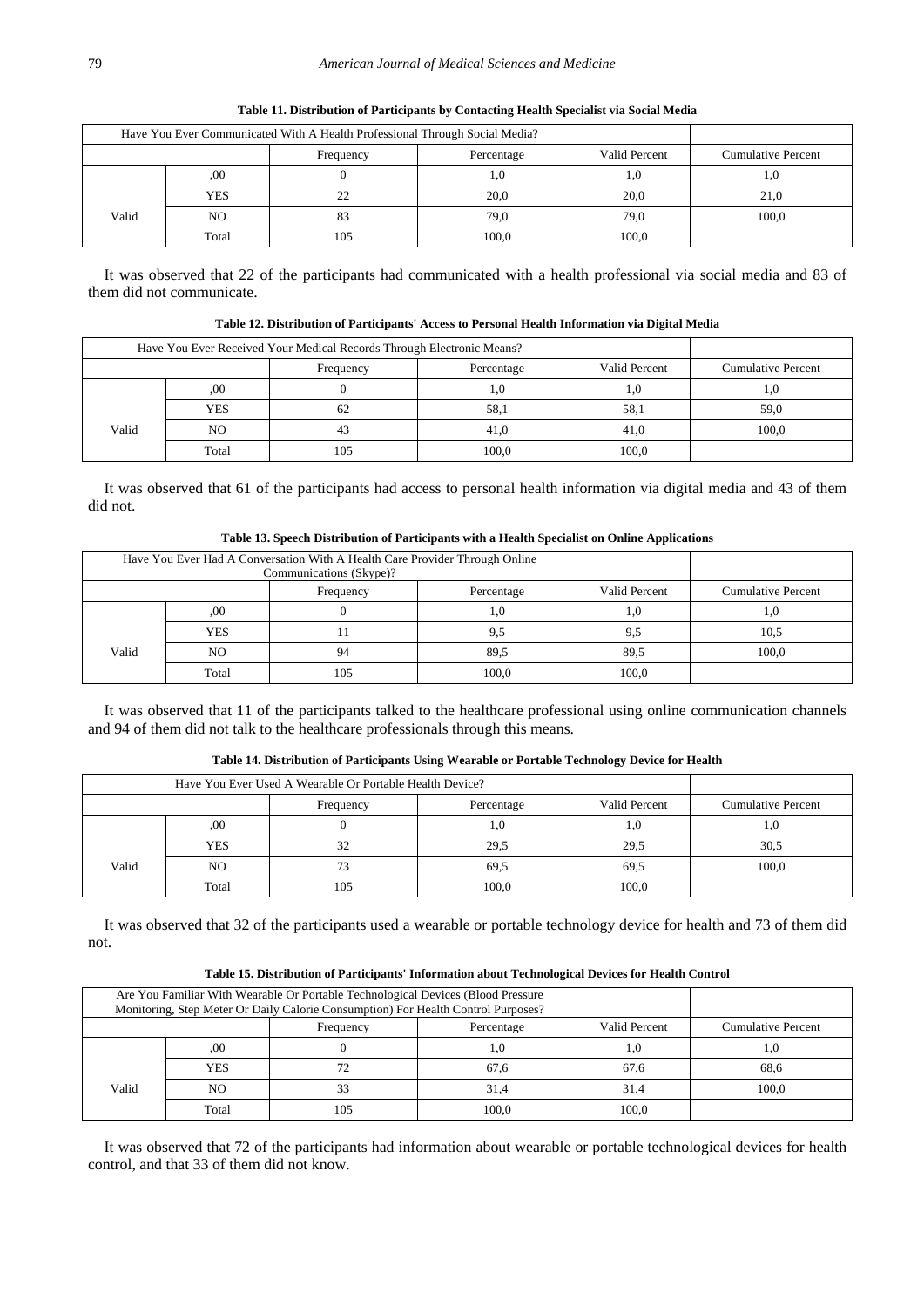**Table 11. Distribution of Participants by Contacting Health Specialist via Social Media**

| Have You Ever Communicated With A Health Professional Through Social Media? | | | | | |
|---|---|---|---|---|---|
| | | Frequency | Percentage | Valid Percent | Cumulative Percent |
| Valid | ,00 | 0 | 1,0 | 1,0 | 1,0 |
| | YES | 22 | 20,0 | 20,0 | 21,0 |
| | NO | 83 | 79,0 | 79,0 | 100,0 |
| | Total | 105 | 100,0 | 100,0 | |

It was observed that 22 of the participants had communicated with a health professional via social media and 83 of them did not communicate.

**Table 12. Distribution of Participants' Access to Personal Health Information via Digital Media**

| Have You Ever Received Your Medical Records Through Electronic Means? | | | | | |
|---|---|---|---|---|---|
| | | Frequency | Percentage | Valid Percent | Cumulative Percent |
| Valid | ,00 | 0 | 1,0 | 1,0 | 1,0 |
| | YES | 62 | 58,1 | 58,1 | 59,0 |
| | NO | 43 | 41,0 | 41,0 | 100,0 |
| | Total | 105 | 100,0 | 100,0 | |

It was observed that 61 of the participants had access to personal health information via digital media and 43 of them did not.

**Table 13. Speech Distribution of Participants with a Health Specialist on Online Applications**

| Have You Ever Had A Conversation With A Health Care Provider Through Online Communications (Skype)? | | | | | |
|---|---|---|---|---|---|
| | | Frequency | Percentage | Valid Percent | Cumulative Percent |
| Valid | ,00 | 0 | 1,0 | 1,0 | 1,0 |
| | YES | 11 | 9,5 | 9,5 | 10,5 |
| | NO | 94 | 89,5 | 89,5 | 100,0 |
| | Total | 105 | 100,0 | 100,0 | |

It was observed that 11 of the participants talked to the healthcare professional using online communication channels and 94 of them did not talk to the healthcare professionals through this means.

**Table 14. Distribution of Participants Using Wearable or Portable Technology Device for Health**

| Have You Ever Used A Wearable Or Portable Health Device? | | | | | |
|---|---|---|---|---|---|
| | | Frequency | Percentage | Valid Percent | Cumulative Percent |
| Valid | ,00 | 0 | 1,0 | 1,0 | 1,0 |
| | YES | 32 | 29,5 | 29,5 | 30,5 |
| | NO | 73 | 69,5 | 69,5 | 100,0 |
| | Total | 105 | 100,0 | 100,0 | |

It was observed that 32 of the participants used a wearable or portable technology device for health and 73 of them did not.

**Table 15. Distribution of Participants' Information about Technological Devices for Health Control**

| Are You Familiar With Wearable Or Portable Technological Devices (Blood Pressure Monitoring, Step Meter Or Daily Calorie Consumption) For Health Control Purposes? | | | | | |
|---|---|---|---|---|---|
| | | Frequency | Percentage | Valid Percent | Cumulative Percent |
| Valid | ,00 | 0 | 1,0 | 1,0 | 1,0 |
| | YES | 72 | 67,6 | 67,6 | 68,6 |
| | NO | 33 | 31,4 | 31,4 | 100,0 |
| | Total | 105 | 100,0 | 100,0 | |

It was observed that 72 of the participants had information about wearable or portable technological devices for health control, and that 33 of them did not know.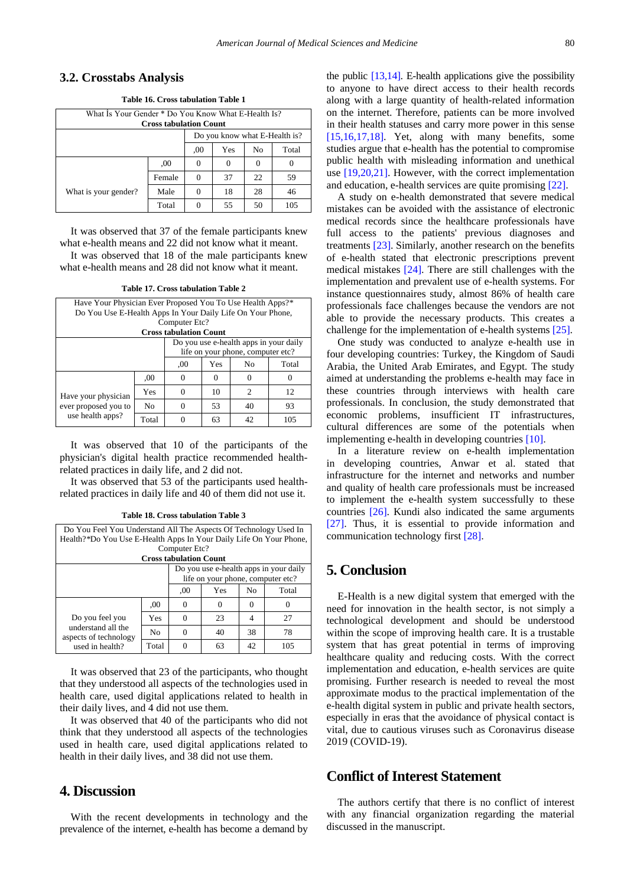### 3.2. Crosstabs Analysis

**Table 16. Cross tabulation Table 1**

| What Is Your Gender * Do You Know What E-Health Is? **Cross tabulation Count** | | | | | |
|---|---|---|---|---|---|
| | | Do you know what E-Health is? | | | |
| | | ,00 | Yes | No | Total |
| What is your gender? | ,00 | 0 | 0 | 0 | 0 |
| | Female | 0 | 37 | 22 | 59 |
| | Male | 0 | 18 | 28 | 46 |
| | Total | 0 | 55 | 50 | 105 |

It was observed that 37 of the female participants knew what e-health means and 22 did not know what it meant.

It was observed that 18 of the male participants knew what e-health means and 28 did not know what it meant.

**Table 17. Cross tabulation Table 2**

| Have Your Physician Ever Proposed You To Use Health Apps?* Do You Use E-Health Apps In Your Daily Life On Your Phone, Computer Etc? **Cross tabulation Count** | | | | | |
|---|---|---|---|---|---|
| | | Do you use e-health apps in your daily life on your phone, computer etc? | | | |
| | | ,00 | Yes | No | Total |
| Have your physician ever proposed you to use health apps? | ,00 | 0 | 0 | 0 | 0 |
| | Yes | 0 | 10 | 2 | 12 |
| | No | 0 | 53 | 40 | 93 |
| | Total | 0 | 63 | 42 | 105 |

It was observed that 10 of the participants of the physician's digital health practice recommended health-related practices in daily life, and 2 did not.

It was observed that 53 of the participants used health-related practices in daily life and 40 of them did not use it.

**Table 18. Cross tabulation Table 3**

| Do You Feel You Understand All The Aspects Of Technology Used In Health?*Do You Use E-Health Apps In Your Daily Life On Your Phone, Computer Etc? **Cross tabulation Count** | | | | | |
|---|---|---|---|---|---|
| | | Do you use e-health apps in your daily life on your phone, computer etc? | | | |
| | | ,00 | Yes | No | Total |
| Do you feel you understand all the aspects of technology used in health? | ,00 | 0 | 0 | 0 | 0 |
| | Yes | 0 | 23 | 4 | 27 |
| | No | 0 | 40 | 38 | 78 |
| | Total | 0 | 63 | 42 | 105 |

It was observed that 23 of the participants, who thought that they understood all aspects of the technologies used in health care, used digital applications related to health in their daily lives, and 4 did not use them.

It was observed that 40 of the participants who did not think that they understood all aspects of the technologies used in health care, used digital applications related to health in their daily lives, and 38 did not use them.

## 4. Discussion

With the recent developments in technology and the prevalence of the internet, e-health has become a demand by the public [13,14]. E-health applications give the possibility to anyone to have direct access to their health records along with a large quantity of health-related information on the internet. Therefore, patients can be more involved in their health statuses and carry more power in this sense [15,16,17,18]. Yet, along with many benefits, some studies argue that e-health has the potential to compromise public health with misleading information and unethical use [19,20,21]. However, with the correct implementation and education, e-health services are quite promising [22].

A study on e-health demonstrated that severe medical mistakes can be avoided with the assistance of electronic medical records since the healthcare professionals have full access to the patients' previous diagnoses and treatments [23]. Similarly, another research on the benefits of e-health stated that electronic prescriptions prevent medical mistakes [24]. There are still challenges with the implementation and prevalent use of e-health systems. For instance questionnaires study, almost 86% of health care professionals face challenges because the vendors are not able to provide the necessary products. This creates a challenge for the implementation of e-health systems [25].

One study was conducted to analyze e-health use in four developing countries: Turkey, the Kingdom of Saudi Arabia, the United Arab Emirates, and Egypt. The study aimed at understanding the problems e-health may face in these countries through interviews with health care professionals. In conclusion, the study demonstrated that economic problems, insufficient IT infrastructures, cultural differences are some of the potentials when implementing e-health in developing countries [10].

In a literature review on e-health implementation in developing countries, Anwar et al. stated that infrastructure for the internet and networks and number and quality of health care professionals must be increased to implement the e-health system successfully to these countries [26]. Kundi also indicated the same arguments [27]. Thus, it is essential to provide information and communication technology first [28].

## 5. Conclusion

E-Health is a new digital system that emerged with the need for innovation in the health sector, is not simply a technological development and should be understood within the scope of improving health care. It is a trustable system that has great potential in terms of improving healthcare quality and reducing costs. With the correct implementation and education, e-health services are quite promising. Further research is needed to reveal the most approximate modus to the practical implementation of the e-health digital system in public and private health sectors, especially in eras that the avoidance of physical contact is vital, due to cautious viruses such as Coronavirus disease 2019 (COVID-19).

## Conflict of Interest Statement

The authors certify that there is no conflict of interest with any financial organization regarding the material discussed in the manuscript.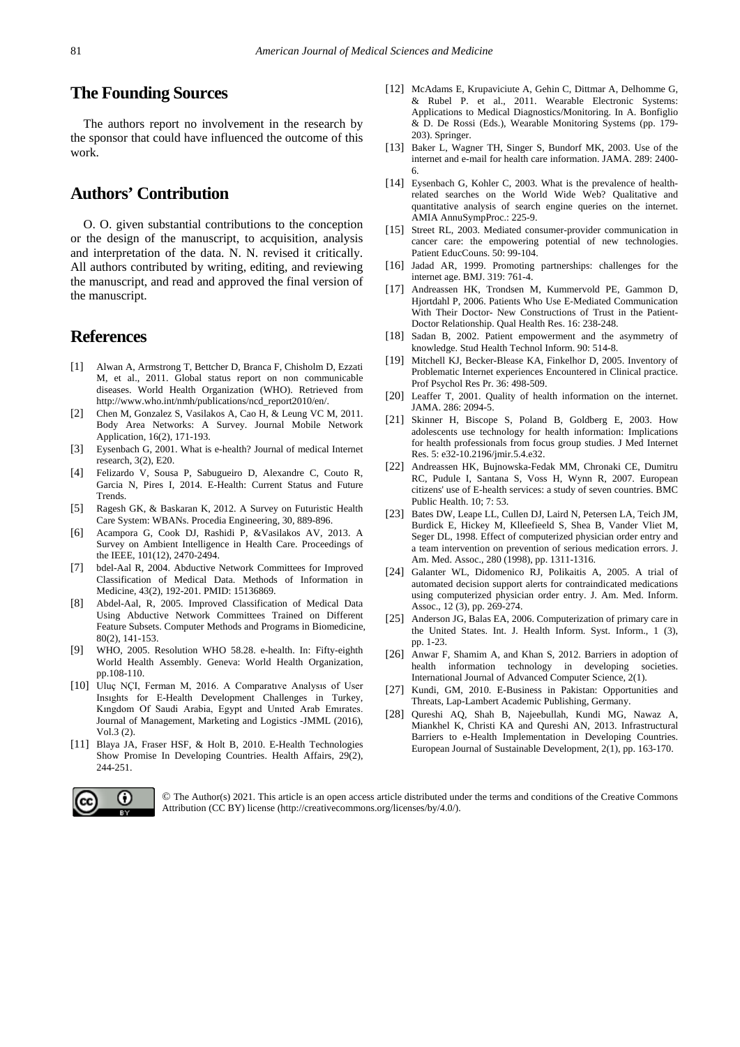## The Founding Sources

The authors report no involvement in the research by the sponsor that could have influenced the outcome of this work.

## Authors' Contribution

O. O. given substantial contributions to the conception or the design of the manuscript, to acquisition, analysis and interpretation of the data. N. N. revised it critically. All authors contributed by writing, editing, and reviewing the manuscript, and read and approved the final version of the manuscript.

## References

[1] Alwan A, Armstrong T, Bettcher D, Branca F, Chisholm D, Ezzati M, et al., 2011. Global status report on non communicable diseases. World Health Organization (WHO). Retrieved from http://www.who.int/nmh/publications/ncd_report2010/en/.

[2] Chen M, Gonzalez S, Vasilakos A, Cao H, & Leung VC M, 2011. Body Area Networks: A Survey. Journal Mobile Network Application, 16(2), 171-193.

[3] Eysenbach G, 2001. What is e-health? Journal of medical Internet research, 3(2), E20.

[4] Felizardo V, Sousa P, Sabugueiro D, Alexandre C, Couto R, Garcia N, Pires I, 2014. E-Health: Current Status and Future Trends.

[5] Ragesh GK, & Baskaran K, 2012. A Survey on Futuristic Health Care System: WBANs. Procedia Engineering, 30, 889-896.

[6] Acampora G, Cook DJ, Rashidi P, &Vasilakos AV, 2013. A Survey on Ambient Intelligence in Health Care. Proceedings of the IEEE, 101(12), 2470-2494.

[7] bdel-Aal R, 2004. Abductive Network Committees for Improved Classification of Medical Data. Methods of Information in Medicine, 43(2), 192-201. PMID: 15136869.

[8] Abdel-Aal, R, 2005. Improved Classification of Medical Data Using Abductive Network Committees Trained on Different Feature Subsets. Computer Methods and Programs in Biomedicine, 80(2), 141-153.

[9] WHO, 2005. Resolution WHO 58.28. e-health. In: Fifty-eighth World Health Assembly. Geneva: World Health Organization, pp.108-110.

[10] Uluç NÇI, Ferman M, 2016. A Comparatıve Analysıs of User Insıghts for E-Health Development Challenges in Turkey, Kıngdom Of Saudi Arabia, Egypt and Unıted Arab Emırates. Journal of Management, Marketing and Logistics -JMML (2016), Vol.3 (2).

[11] Blaya JA, Fraser HSF, & Holt B, 2010. E-Health Technologies Show Promise In Developing Countries. Health Affairs, 29(2), 244-251.

[12] McAdams E, Krupaviciute A, Gehin C, Dittmar A, Delhomme G, & Rubel P. et al., 2011. Wearable Electronic Systems: Applications to Medical Diagnostics/Monitoring. In A. Bonfiglio & D. De Rossi (Eds.), Wearable Monitoring Systems (pp. 179-203). Springer.

[13] Baker L, Wagner TH, Singer S, Bundorf MK, 2003. Use of the internet and e-mail for health care information. JAMA. 289: 2400-6.

[14] Eysenbach G, Kohler C, 2003. What is the prevalence of health-related searches on the World Wide Web? Qualitative and quantitative analysis of search engine queries on the internet. AMIA AnnuSympProc.: 225-9.

[15] Street RL, 2003. Mediated consumer-provider communication in cancer care: the empowering potential of new technologies. Patient EducCouns. 50: 99-104.

[16] Jadad AR, 1999. Promoting partnerships: challenges for the internet age. BMJ. 319: 761-4.

[17] Andreassen HK, Trondsen M, Kummervold PE, Gammon D, Hjortdahl P, 2006. Patients Who Use E-Mediated Communication With Their Doctor- New Constructions of Trust in the Patient-Doctor Relationship. Qual Health Res. 16: 238-248.

[18] Sadan B, 2002. Patient empowerment and the asymmetry of knowledge. Stud Health Technol Inform. 90: 514-8.

[19] Mitchell KJ, Becker-Blease KA, Finkelhor D, 2005. Inventory of Problematic Internet experiences Encountered in Clinical practice. Prof Psychol Res Pr. 36: 498-509.

[20] Leaffer T, 2001. Quality of health information on the internet. JAMA. 286: 2094-5.

[21] Skinner H, Biscope S, Poland B, Goldberg E, 2003. How adolescents use technology for health information: Implications for health professionals from focus group studies. J Med Internet Res. 5: e32-10.2196/jmir.5.4.e32.

[22] Andreassen HK, Bujnowska-Fedak MM, Chronaki CE, Dumitru RC, Pudule I, Santana S, Voss H, Wynn R, 2007. European citizens' use of E-health services: a study of seven countries. BMC Public Health. 10; 7: 53.

[23] Bates DW, Leape LL, Cullen DJ, Laird N, Petersen LA, Teich JM, Burdick E, Hickey M, Klleefieeld S, Shea B, Vander Vliet M, Seger DL, 1998. Effect of computerized physician order entry and a team intervention on prevention of serious medication errors. J. Am. Med. Assoc., 280 (1998), pp. 1311-1316.

[24] Galanter WL, Didomenico RJ, Polikaitis A, 2005. A trial of automated decision support alerts for contraindicated medications using computerized physician order entry. J. Am. Med. Inform. Assoc., 12 (3), pp. 269-274.

[25] Anderson JG, Balas EA, 2006. Computerization of primary care in the United States. Int. J. Health Inform. Syst. Inform., 1 (3), pp. 1-23.

[26] Anwar F, Shamim A, and Khan S, 2012. Barriers in adoption of health information technology in developing societies. International Journal of Advanced Computer Science, 2(1).

[27] Kundi, GM, 2010. E-Business in Pakistan: Opportunities and Threats, Lap-Lambert Academic Publishing, Germany.

[28] Qureshi AQ, Shah B, Najeebullah, Kundi MG, Nawaz A, Miankhel K, Christi KA and Qureshi AN, 2013. Infrastructural Barriers to e-Health Implementation in Developing Countries. European Journal of Sustainable Development, 2(1), pp. 163-170.

© The Author(s) 2021. This article is an open access article distributed under the terms and conditions of the Creative Commons Attribution (CC BY) license (http://creativecommons.org/licenses/by/4.0/).